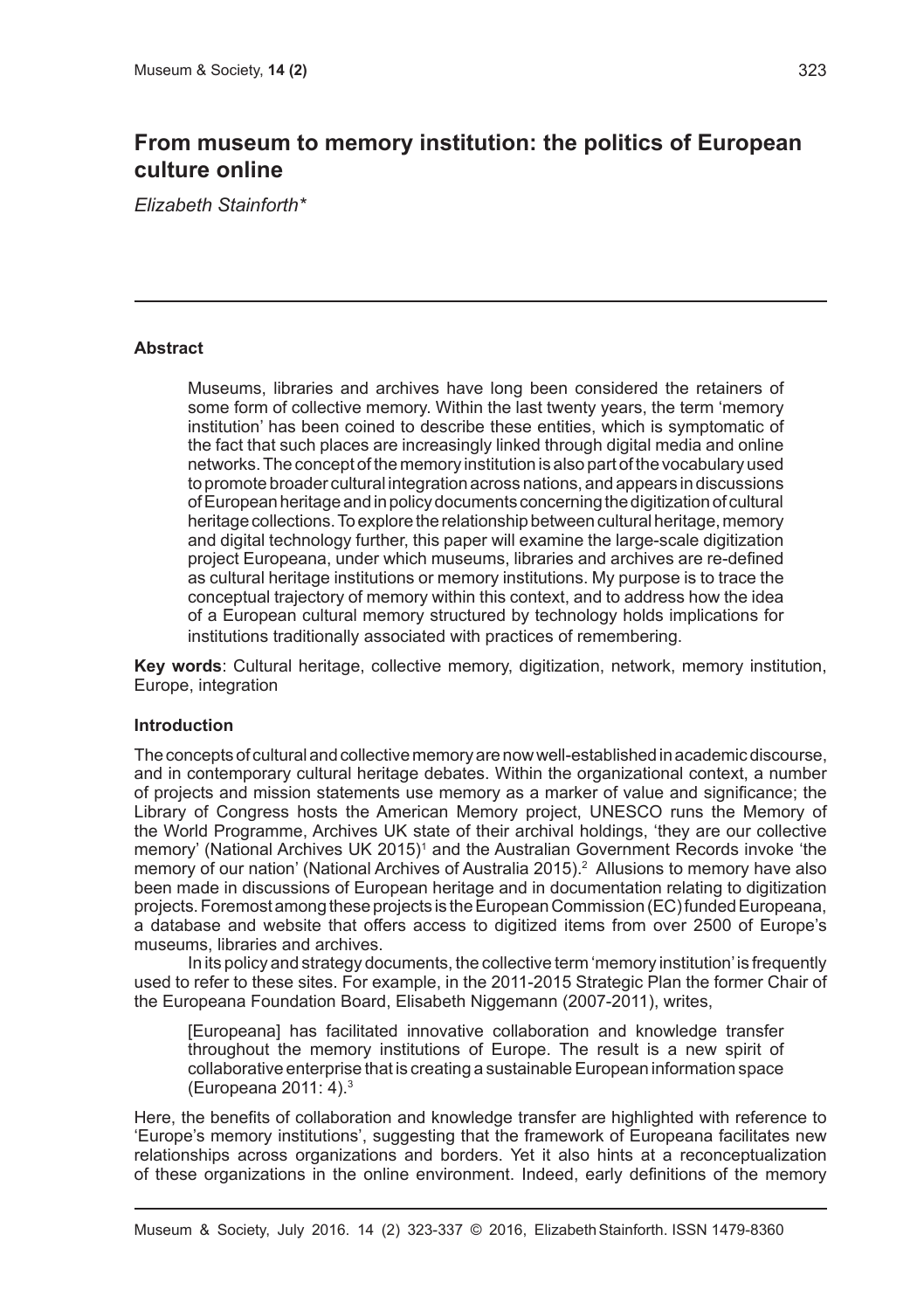# From museum to memory institution: the politics of European culture online

*Elizabeth Stainforth\**

## Abstract

Museums, libraries and archives have long been considered the retainers of some form of collective memory. Within the last twenty years, the term 'memory institution' has been coined to describe these entities, which is symptomatic of the fact that such places are increasingly linked through digital media and online networks. The concept of the memory institution is also part of the vocabulary used to promote broader cultural integration across nations, and appears in discussions of European heritage and in policy documents concerning the digitization of cultural heritage collections. To explore the relationship between cultural heritage, memory and digital technology further, this paper will examine the large-scale digitization project Europeana, under which museums, libraries and archives are re-defined as cultural heritage institutions or memory institutions. My purpose is to trace the conceptual trajectory of memory within this context, and to address how the idea of a European cultural memory structured by technology holds implications for institutions traditionally associated with practices of remembering.

**Key words**: Cultural heritage, collective memory, digitization, network, memory institution, Europe, integration

## Introduction

The concepts of cultural and collective memory are now well-established in academic discourse, and in contemporary cultural heritage debates. Within the organizational context, a number of projects and mission statements use memory as a marker of value and significance; the Library of Congress hosts the American Memory project, UNESCO runs the Memory of the World Programme, Archives UK state of their archival holdings, 'they are our collective memory' (National Archives UK 2015)[1] and the Australian Government Records invoke 'the memory of our nation' (National Archives of Australia 2015).[2] Allusions to memory have also been made in discussions of European heritage and in documentation relating to digitization projects. Foremost among these projects is the European Commission (EC) funded Europeana, a database and website that offers access to digitized items from over 2500 of Europe's museums, libraries and archives.

In its policy and strategy documents, the collective term 'memory institution' is frequently used to refer to these sites. For example, in the 2011-2015 Strategic Plan the former Chair of the Europeana Foundation Board, Elisabeth Niggemann (2007-2011), writes,

> [Europeana] has facilitated innovative collaboration and knowledge transfer throughout the memory institutions of Europe. The result is a new spirit of collaborative enterprise that is creating a sustainable European information space (Europeana 2011: 4).[3]

Here, the benefits of collaboration and knowledge transfer are highlighted with reference to 'Europe's memory institutions', suggesting that the framework of Europeana facilitates new relationships across organizations and borders. Yet it also hints at a reconceptualization of these organizations in the online environment. Indeed, early definitions of the memory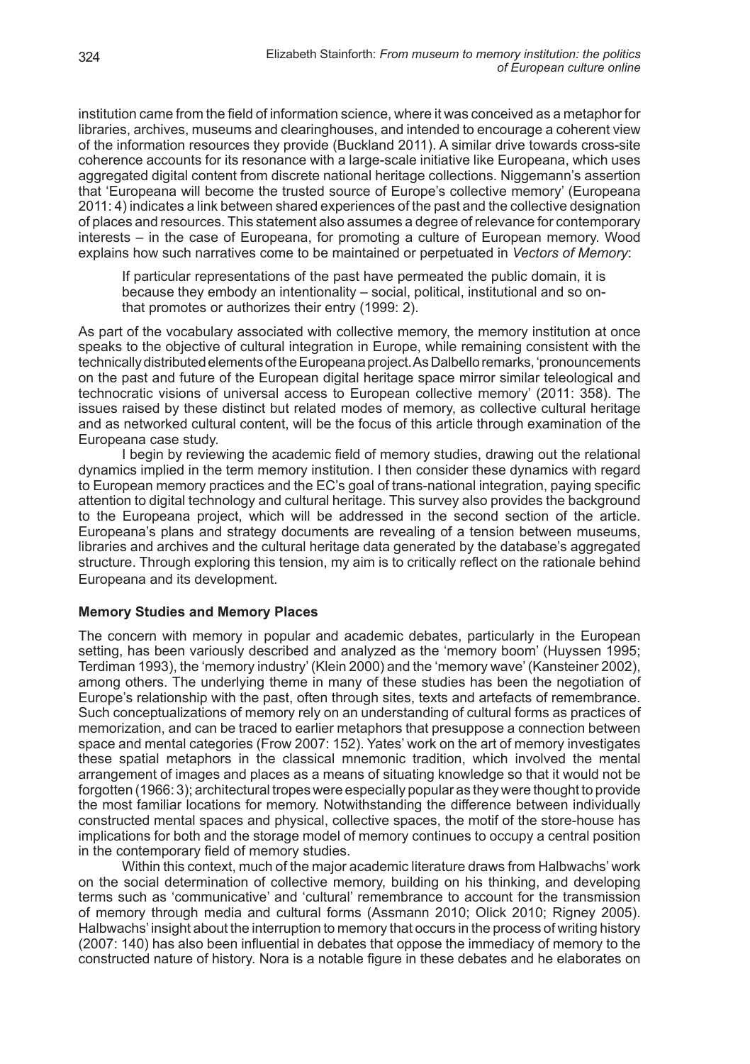institution came from the field of information science, where it was conceived as a metaphor for libraries, archives, museums and clearinghouses, and intended to encourage a coherent view of the information resources they provide (Buckland 2011). A similar drive towards cross-site coherence accounts for its resonance with a large-scale initiative like Europeana, which uses aggregated digital content from discrete national heritage collections. Niggemann's assertion that 'Europeana will become the trusted source of Europe's collective memory' (Europeana 2011: 4) indicates a link between shared experiences of the past and the collective designation of places and resources. This statement also assumes a degree of relevance for contemporary interests – in the case of Europeana, for promoting a culture of European memory. Wood explains how such narratives come to be maintained or perpetuated in *Vectors of Memory*:

> If particular representations of the past have permeated the public domain, it is because they embody an intentionality – social, political, institutional and so on-that promotes or authorizes their entry (1999: 2).

As part of the vocabulary associated with collective memory, the memory institution at once speaks to the objective of cultural integration in Europe, while remaining consistent with the technically distributed elements of the Europeana project. As Dalbello remarks, 'pronouncements on the past and future of the European digital heritage space mirror similar teleological and technocratic visions of universal access to European collective memory' (2011: 358). The issues raised by these distinct but related modes of memory, as collective cultural heritage and as networked cultural content, will be the focus of this article through examination of the Europeana case study.

I begin by reviewing the academic field of memory studies, drawing out the relational dynamics implied in the term memory institution. I then consider these dynamics with regard to European memory practices and the EC's goal of trans-national integration, paying specific attention to digital technology and cultural heritage. This survey also provides the background to the Europeana project, which will be addressed in the second section of the article. Europeana's plans and strategy documents are revealing of a tension between museums, libraries and archives and the cultural heritage data generated by the database's aggregated structure. Through exploring this tension, my aim is to critically reflect on the rationale behind Europeana and its development.

## Memory Studies and Memory Places

The concern with memory in popular and academic debates, particularly in the European setting, has been variously described and analyzed as the 'memory boom' (Huyssen 1995; Terdiman 1993), the 'memory industry' (Klein 2000) and the 'memory wave' (Kansteiner 2002), among others. The underlying theme in many of these studies has been the negotiation of Europe's relationship with the past, often through sites, texts and artefacts of remembrance. Such conceptualizations of memory rely on an understanding of cultural forms as practices of memorization, and can be traced to earlier metaphors that presuppose a connection between space and mental categories (Frow 2007: 152). Yates' work on the art of memory investigates these spatial metaphors in the classical mnemonic tradition, which involved the mental arrangement of images and places as a means of situating knowledge so that it would not be forgotten (1966: 3); architectural tropes were especially popular as they were thought to provide the most familiar locations for memory. Notwithstanding the difference between individually constructed mental spaces and physical, collective spaces, the motif of the store-house has implications for both and the storage model of memory continues to occupy a central position in the contemporary field of memory studies.

Within this context, much of the major academic literature draws from Halbwachs' work on the social determination of collective memory, building on his thinking, and developing terms such as 'communicative' and 'cultural' remembrance to account for the transmission of memory through media and cultural forms (Assmann 2010; Olick 2010; Rigney 2005). Halbwachs' insight about the interruption to memory that occurs in the process of writing history (2007: 140) has also been influential in debates that oppose the immediacy of memory to the constructed nature of history. Nora is a notable figure in these debates and he elaborates on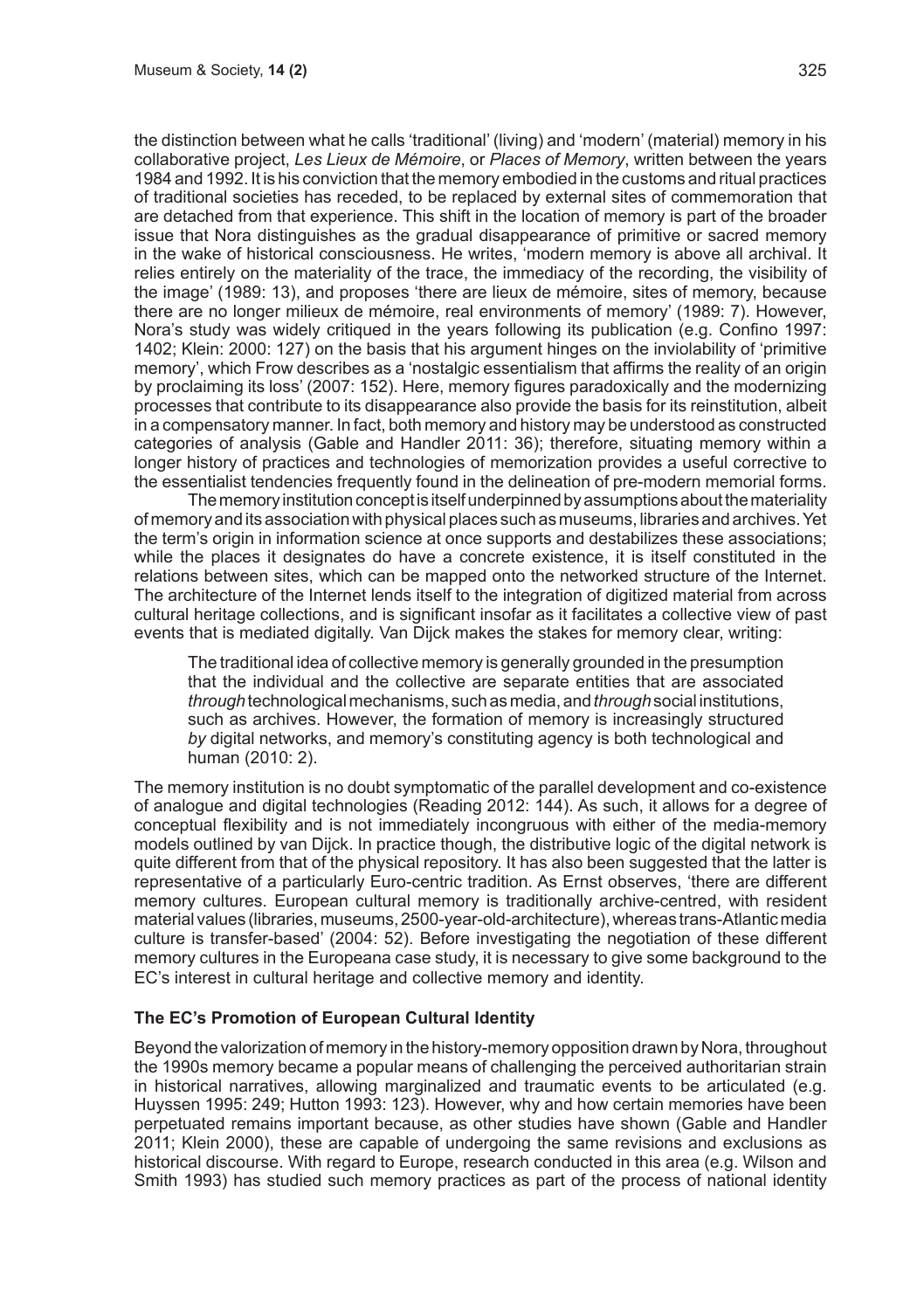the distinction between what he calls 'traditional' (living) and 'modern' (material) memory in his collaborative project, *Les Lieux de Mémoire*, or *Places of Memory*, written between the years 1984 and 1992. It is his conviction that the memory embodied in the customs and ritual practices of traditional societies has receded, to be replaced by external sites of commemoration that are detached from that experience. This shift in the location of memory is part of the broader issue that Nora distinguishes as the gradual disappearance of primitive or sacred memory in the wake of historical consciousness. He writes, 'modern memory is above all archival. It relies entirely on the materiality of the trace, the immediacy of the recording, the visibility of the image' (1989: 13), and proposes 'there are lieux de mémoire, sites of memory, because there are no longer milieux de mémoire, real environments of memory' (1989: 7). However, Nora's study was widely critiqued in the years following its publication (e.g. Confino 1997: 1402; Klein: 2000: 127) on the basis that his argument hinges on the inviolability of 'primitive memory', which Frow describes as a 'nostalgic essentialism that affirms the reality of an origin by proclaiming its loss' (2007: 152). Here, memory figures paradoxically and the modernizing processes that contribute to its disappearance also provide the basis for its reinstitution, albeit in a compensatory manner. In fact, both memory and history may be understood as constructed categories of analysis (Gable and Handler 2011: 36); therefore, situating memory within a longer history of practices and technologies of memorization provides a useful corrective to the essentialist tendencies frequently found in the delineation of pre-modern memorial forms.

The memory institution concept is itself underpinned by assumptions about the materiality of memory and its association with physical places such as museums, libraries and archives. Yet the term's origin in information science at once supports and destabilizes these associations; while the places it designates do have a concrete existence, it is itself constituted in the relations between sites, which can be mapped onto the networked structure of the Internet. The architecture of the Internet lends itself to the integration of digitized material from across cultural heritage collections, and is significant insofar as it facilitates a collective view of past events that is mediated digitally. Van Dijck makes the stakes for memory clear, writing:

> The traditional idea of collective memory is generally grounded in the presumption that the individual and the collective are separate entities that are associated *through* technological mechanisms, such as media, and *through* social institutions, such as archives. However, the formation of memory is increasingly structured *by* digital networks, and memory's constituting agency is both technological and human (2010: 2).

The memory institution is no doubt symptomatic of the parallel development and co-existence of analogue and digital technologies (Reading 2012: 144). As such, it allows for a degree of conceptual flexibility and is not immediately incongruous with either of the media-memory models outlined by van Dijck. In practice though, the distributive logic of the digital network is quite different from that of the physical repository. It has also been suggested that the latter is representative of a particularly Euro-centric tradition. As Ernst observes, 'there are different memory cultures. European cultural memory is traditionally archive-centred, with resident material values (libraries, museums, 2500-year-old-architecture), whereas trans-Atlantic media culture is transfer-based' (2004: 52). Before investigating the negotiation of these different memory cultures in the Europeana case study, it is necessary to give some background to the EC's interest in cultural heritage and collective memory and identity.

### The EC's Promotion of European Cultural Identity

Beyond the valorization of memory in the history-memory opposition drawn by Nora, throughout the 1990s memory became a popular means of challenging the perceived authoritarian strain in historical narratives, allowing marginalized and traumatic events to be articulated (e.g. Huyssen 1995: 249; Hutton 1993: 123). However, why and how certain memories have been perpetuated remains important because, as other studies have shown (Gable and Handler 2011; Klein 2000), these are capable of undergoing the same revisions and exclusions as historical discourse. With regard to Europe, research conducted in this area (e.g. Wilson and Smith 1993) has studied such memory practices as part of the process of national identity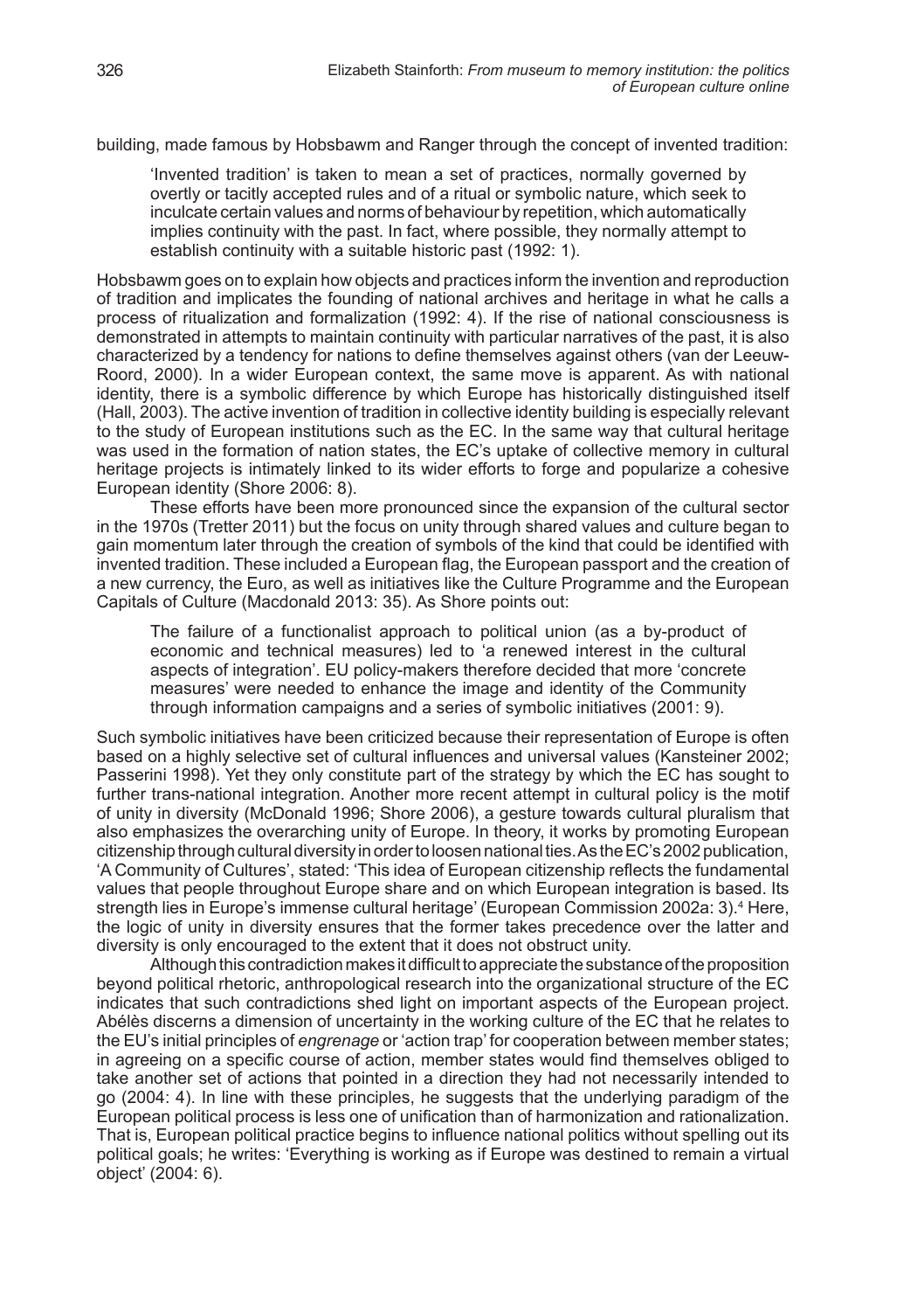building, made famous by Hobsbawm and Ranger through the concept of invented tradition:

> 'Invented tradition' is taken to mean a set of practices, normally governed by overtly or tacitly accepted rules and of a ritual or symbolic nature, which seek to inculcate certain values and norms of behaviour by repetition, which automatically implies continuity with the past. In fact, where possible, they normally attempt to establish continuity with a suitable historic past (1992: 1).

Hobsbawm goes on to explain how objects and practices inform the invention and reproduction of tradition and implicates the founding of national archives and heritage in what he calls a process of ritualization and formalization (1992: 4). If the rise of national consciousness is demonstrated in attempts to maintain continuity with particular narratives of the past, it is also characterized by a tendency for nations to define themselves against others (van der Leeuw-Roord, 2000). In a wider European context, the same move is apparent. As with national identity, there is a symbolic difference by which Europe has historically distinguished itself (Hall, 2003). The active invention of tradition in collective identity building is especially relevant to the study of European institutions such as the EC. In the same way that cultural heritage was used in the formation of nation states, the EC's uptake of collective memory in cultural heritage projects is intimately linked to its wider efforts to forge and popularize a cohesive European identity (Shore 2006: 8).

These efforts have been more pronounced since the expansion of the cultural sector in the 1970s (Tretter 2011) but the focus on unity through shared values and culture began to gain momentum later through the creation of symbols of the kind that could be identified with invented tradition. These included a European flag, the European passport and the creation of a new currency, the Euro, as well as initiatives like the Culture Programme and the European Capitals of Culture (Macdonald 2013: 35). As Shore points out:

> The failure of a functionalist approach to political union (as a by-product of economic and technical measures) led to 'a renewed interest in the cultural aspects of integration'. EU policy-makers therefore decided that more 'concrete measures' were needed to enhance the image and identity of the Community through information campaigns and a series of symbolic initiatives (2001: 9).

Such symbolic initiatives have been criticized because their representation of Europe is often based on a highly selective set of cultural influences and universal values (Kansteiner 2002; Passerini 1998). Yet they only constitute part of the strategy by which the EC has sought to further trans-national integration. Another more recent attempt in cultural policy is the motif of unity in diversity (McDonald 1996; Shore 2006), a gesture towards cultural pluralism that also emphasizes the overarching unity of Europe. In theory, it works by promoting European citizenship through cultural diversity in order to loosen national ties. As the EC's 2002 publication, 'A Community of Cultures', stated: 'This idea of European citizenship reflects the fundamental values that people throughout Europe share and on which European integration is based. Its strength lies in Europe's immense cultural heritage' (European Commission 2002a: 3).[4] Here, the logic of unity in diversity ensures that the former takes precedence over the latter and diversity is only encouraged to the extent that it does not obstruct unity.

Although this contradiction makes it difficult to appreciate the substance of the proposition beyond political rhetoric, anthropological research into the organizational structure of the EC indicates that such contradictions shed light on important aspects of the European project. Abélès discerns a dimension of uncertainty in the working culture of the EC that he relates to the EU's initial principles of *engrenage* or 'action trap' for cooperation between member states; in agreeing on a specific course of action, member states would find themselves obliged to take another set of actions that pointed in a direction they had not necessarily intended to go (2004: 4). In line with these principles, he suggests that the underlying paradigm of the European political process is less one of unification than of harmonization and rationalization. That is, European political practice begins to influence national politics without spelling out its political goals; he writes: 'Everything is working as if Europe was destined to remain a virtual object' (2004: 6).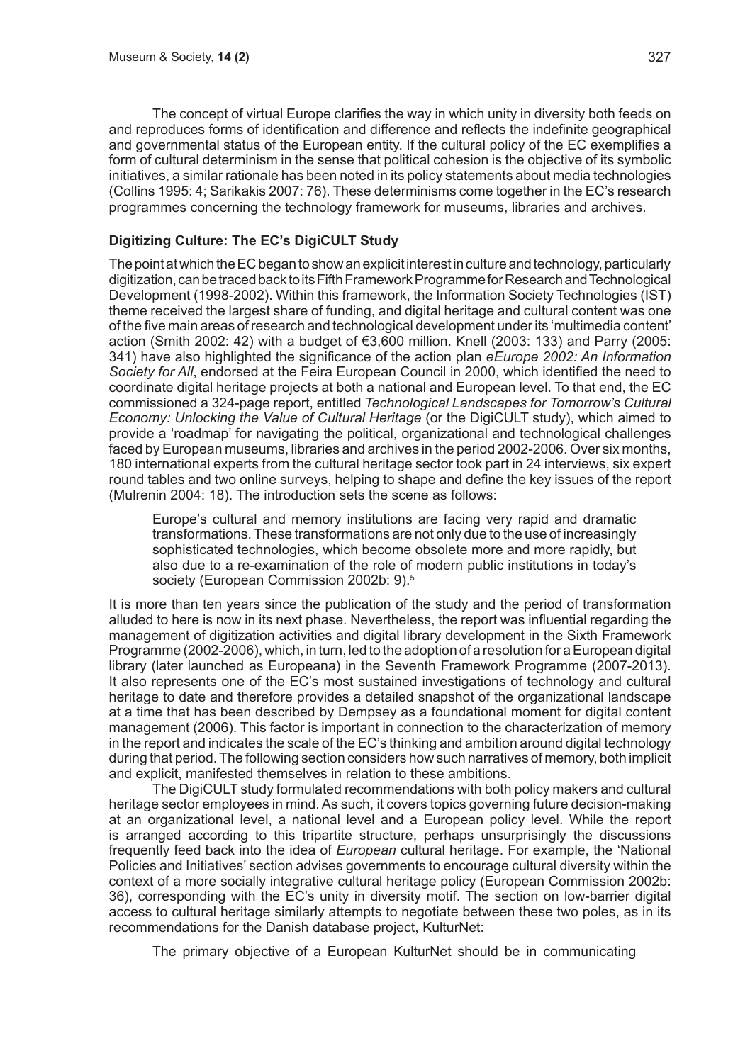The concept of virtual Europe clarifies the way in which unity in diversity both feeds on and reproduces forms of identification and difference and reflects the indefinite geographical and governmental status of the European entity. If the cultural policy of the EC exemplifies a form of cultural determinism in the sense that political cohesion is the objective of its symbolic initiatives, a similar rationale has been noted in its policy statements about media technologies (Collins 1995: 4; Sarikakis 2007: 76). These determinisms come together in the EC's research programmes concerning the technology framework for museums, libraries and archives.

**Digitizing Culture: The EC's DigiCULT Study**

The point at which the EC began to show an explicit interest in culture and technology, particularly digitization, can be traced back to its Fifth Framework Programme for Research and Technological Development (1998-2002). Within this framework, the Information Society Technologies (IST) theme received the largest share of funding, and digital heritage and cultural content was one of the five main areas of research and technological development under its 'multimedia content' action (Smith 2002: 42) with a budget of €3,600 million. Knell (2003: 133) and Parry (2005: 341) have also highlighted the significance of the action plan *eEurope 2002: An Information Society for All*, endorsed at the Feira European Council in 2000, which identified the need to coordinate digital heritage projects at both a national and European level. To that end, the EC commissioned a 324-page report, entitled *Technological Landscapes for Tomorrow's Cultural Economy: Unlocking the Value of Cultural Heritage* (or the DigiCULT study), which aimed to provide a 'roadmap' for navigating the political, organizational and technological challenges faced by European museums, libraries and archives in the period 2002-2006. Over six months, 180 international experts from the cultural heritage sector took part in 24 interviews, six expert round tables and two online surveys, helping to shape and define the key issues of the report (Mulrenin 2004: 18). The introduction sets the scene as follows:

> Europe's cultural and memory institutions are facing very rapid and dramatic transformations. These transformations are not only due to the use of increasingly sophisticated technologies, which become obsolete more and more rapidly, but also due to a re-examination of the role of modern public institutions in today's society (European Commission 2002b: 9).[5]

It is more than ten years since the publication of the study and the period of transformation alluded to here is now in its next phase. Nevertheless, the report was influential regarding the management of digitization activities and digital library development in the Sixth Framework Programme (2002-2006), which, in turn, led to the adoption of a resolution for a European digital library (later launched as Europeana) in the Seventh Framework Programme (2007-2013). It also represents one of the EC's most sustained investigations of technology and cultural heritage to date and therefore provides a detailed snapshot of the organizational landscape at a time that has been described by Dempsey as a foundational moment for digital content management (2006). This factor is important in connection to the characterization of memory in the report and indicates the scale of the EC's thinking and ambition around digital technology during that period. The following section considers how such narratives of memory, both implicit and explicit, manifested themselves in relation to these ambitions.

The DigiCULT study formulated recommendations with both policy makers and cultural heritage sector employees in mind. As such, it covers topics governing future decision-making at an organizational level, a national level and a European policy level. While the report is arranged according to this tripartite structure, perhaps unsurprisingly the discussions frequently feed back into the idea of *European* cultural heritage. For example, the 'National Policies and Initiatives' section advises governments to encourage cultural diversity within the context of a more socially integrative cultural heritage policy (European Commission 2002b: 36), corresponding with the EC's unity in diversity motif. The section on low-barrier digital access to cultural heritage similarly attempts to negotiate between these two poles, as in its recommendations for the Danish database project, KulturNet:

> The primary objective of a European KulturNet should be in communicating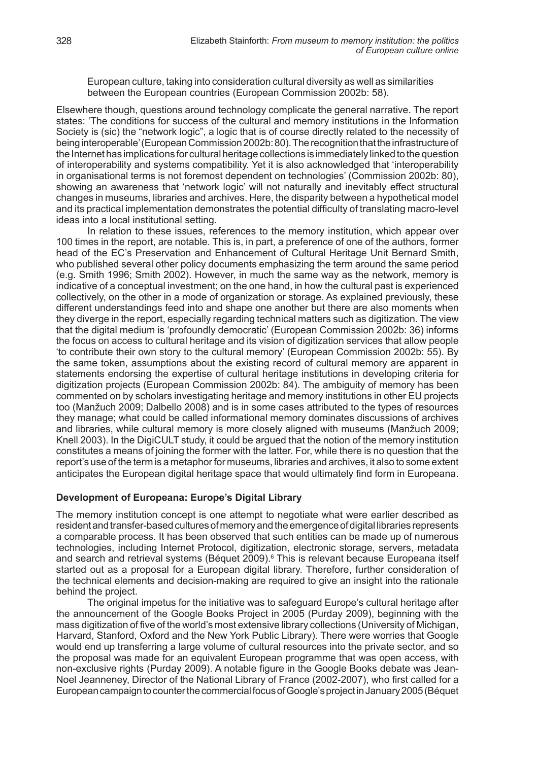European culture, taking into consideration cultural diversity as well as similarities between the European countries (European Commission 2002b: 58).

Elsewhere though, questions around technology complicate the general narrative. The report states: 'The conditions for success of the cultural and memory institutions in the Information Society is (sic) the "network logic", a logic that is of course directly related to the necessity of being interoperable' (European Commission 2002b: 80). The recognition that the infrastructure of the Internet has implications for cultural heritage collections is immediately linked to the question of interoperability and systems compatibility. Yet it is also acknowledged that 'interoperability in organisational terms is not foremost dependent on technologies' (Commission 2002b: 80), showing an awareness that 'network logic' will not naturally and inevitably effect structural changes in museums, libraries and archives. Here, the disparity between a hypothetical model and its practical implementation demonstrates the potential difficulty of translating macro-level ideas into a local institutional setting.

In relation to these issues, references to the memory institution, which appear over 100 times in the report, are notable. This is, in part, a preference of one of the authors, former head of the EC's Preservation and Enhancement of Cultural Heritage Unit Bernard Smith, who published several other policy documents emphasizing the term around the same period (e.g. Smith 1996; Smith 2002). However, in much the same way as the network, memory is indicative of a conceptual investment; on the one hand, in how the cultural past is experienced collectively, on the other in a mode of organization or storage. As explained previously, these different understandings feed into and shape one another but there are also moments when they diverge in the report, especially regarding technical matters such as digitization. The view that the digital medium is 'profoundly democratic' (European Commission 2002b: 36) informs the focus on access to cultural heritage and its vision of digitization services that allow people 'to contribute their own story to the cultural memory' (European Commission 2002b: 55). By the same token, assumptions about the existing record of cultural memory are apparent in statements endorsing the expertise of cultural heritage institutions in developing criteria for digitization projects (European Commission 2002b: 84). The ambiguity of memory has been commented on by scholars investigating heritage and memory institutions in other EU projects too (Manžuch 2009; Dalbello 2008) and is in some cases attributed to the types of resources they manage; what could be called informational memory dominates discussions of archives and libraries, while cultural memory is more closely aligned with museums (Manžuch 2009; Knell 2003). In the DigiCULT study, it could be argued that the notion of the memory institution constitutes a means of joining the former with the latter. For, while there is no question that the report's use of the term is a metaphor for museums, libraries and archives, it also to some extent anticipates the European digital heritage space that would ultimately find form in Europeana.

### Development of Europeana: Europe's Digital Library

The memory institution concept is one attempt to negotiate what were earlier described as resident and transfer-based cultures of memory and the emergence of digital libraries represents a comparable process. It has been observed that such entities can be made up of numerous technologies, including Internet Protocol, digitization, electronic storage, servers, metadata and search and retrieval systems (Béquet 2009).[6] This is relevant because Europeana itself started out as a proposal for a European digital library. Therefore, further consideration of the technical elements and decision-making are required to give an insight into the rationale behind the project.

The original impetus for the initiative was to safeguard Europe's cultural heritage after the announcement of the Google Books Project in 2005 (Purday 2009), beginning with the mass digitization of five of the world's most extensive library collections (University of Michigan, Harvard, Stanford, Oxford and the New York Public Library). There were worries that Google would end up transferring a large volume of cultural resources into the private sector, and so the proposal was made for an equivalent European programme that was open access, with non-exclusive rights (Purday 2009). A notable figure in the Google Books debate was Jean-Noel Jeanneney, Director of the National Library of France (2002-2007), who first called for a European campaign to counter the commercial focus of Google's project in January 2005 (Béquet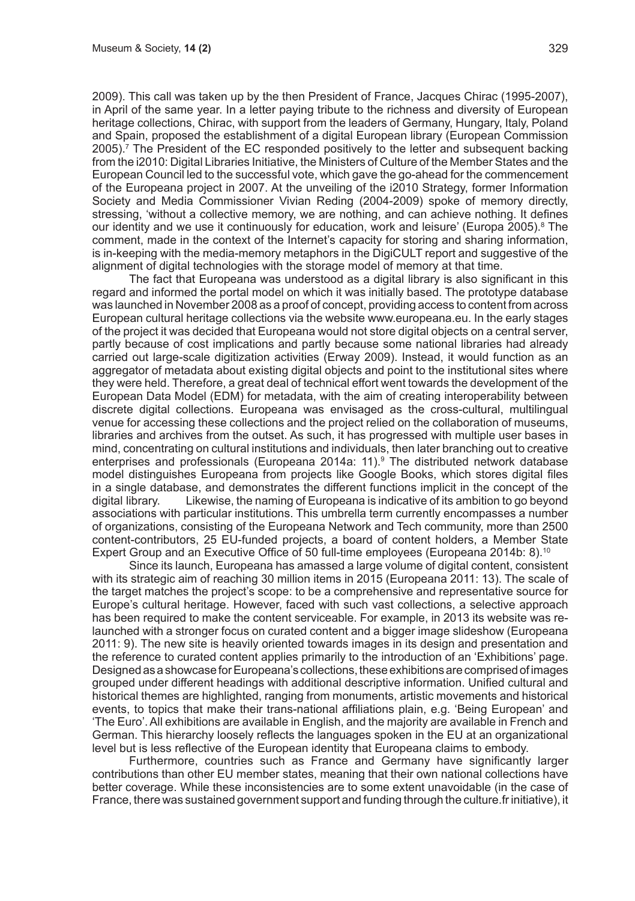2009). This call was taken up by the then President of France, Jacques Chirac (1995-2007), in April of the same year. In a letter paying tribute to the richness and diversity of European heritage collections, Chirac, with support from the leaders of Germany, Hungary, Italy, Poland and Spain, proposed the establishment of a digital European library (European Commission 2005).[7] The President of the EC responded positively to the letter and subsequent backing from the i2010: Digital Libraries Initiative, the Ministers of Culture of the Member States and the European Council led to the successful vote, which gave the go-ahead for the commencement of the Europeana project in 2007. At the unveiling of the i2010 Strategy, former Information Society and Media Commissioner Vivian Reding (2004-2009) spoke of memory directly, stressing, 'without a collective memory, we are nothing, and can achieve nothing. It defines our identity and we use it continuously for education, work and leisure' (Europa 2005).[8] The comment, made in the context of the Internet's capacity for storing and sharing information, is in-keeping with the media-memory metaphors in the DigiCULT report and suggestive of the alignment of digital technologies with the storage model of memory at that time.

The fact that Europeana was understood as a digital library is also significant in this regard and informed the portal model on which it was initially based. The prototype database was launched in November 2008 as a proof of concept, providing access to content from across European cultural heritage collections via the website www.europeana.eu. In the early stages of the project it was decided that Europeana would not store digital objects on a central server, partly because of cost implications and partly because some national libraries had already carried out large-scale digitization activities (Erway 2009). Instead, it would function as an aggregator of metadata about existing digital objects and point to the institutional sites where they were held. Therefore, a great deal of technical effort went towards the development of the European Data Model (EDM) for metadata, with the aim of creating interoperability between discrete digital collections. Europeana was envisaged as the cross-cultural, multilingual venue for accessing these collections and the project relied on the collaboration of museums, libraries and archives from the outset. As such, it has progressed with multiple user bases in mind, concentrating on cultural institutions and individuals, then later branching out to creative enterprises and professionals (Europeana 2014a: 11).[9] The distributed network database model distinguishes Europeana from projects like Google Books, which stores digital files in a single database, and demonstrates the different functions implicit in the concept of the digital library. Likewise, the naming of Europeana is indicative of its ambition to go beyond associations with particular institutions. This umbrella term currently encompasses a number of organizations, consisting of the Europeana Network and Tech community, more than 2500 content-contributors, 25 EU-funded projects, a board of content holders, a Member State Expert Group and an Executive Office of 50 full-time employees (Europeana 2014b: 8).[10]

Since its launch, Europeana has amassed a large volume of digital content, consistent with its strategic aim of reaching 30 million items in 2015 (Europeana 2011: 13). The scale of the target matches the project's scope: to be a comprehensive and representative source for Europe's cultural heritage. However, faced with such vast collections, a selective approach has been required to make the content serviceable. For example, in 2013 its website was re-launched with a stronger focus on curated content and a bigger image slideshow (Europeana 2011: 9). The new site is heavily oriented towards images in its design and presentation and the reference to curated content applies primarily to the introduction of an 'Exhibitions' page. Designed as a showcase for Europeana's collections, these exhibitions are comprised of images grouped under different headings with additional descriptive information. Unified cultural and historical themes are highlighted, ranging from monuments, artistic movements and historical events, to topics that make their trans-national affiliations plain, e.g. 'Being European' and 'The Euro'. All exhibitions are available in English, and the majority are available in French and German. This hierarchy loosely reflects the languages spoken in the EU at an organizational level but is less reflective of the European identity that Europeana claims to embody.

Furthermore, countries such as France and Germany have significantly larger contributions than other EU member states, meaning that their own national collections have better coverage. While these inconsistencies are to some extent unavoidable (in the case of France, there was sustained government support and funding through the culture.fr initiative), it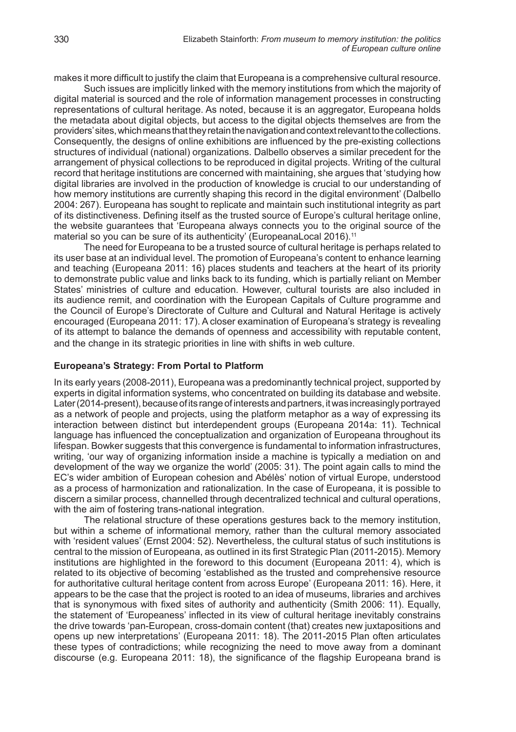makes it more difficult to justify the claim that Europeana is a comprehensive cultural resource.

Such issues are implicitly linked with the memory institutions from which the majority of digital material is sourced and the role of information management processes in constructing representations of cultural heritage. As noted, because it is an aggregator, Europeana holds the metadata about digital objects, but access to the digital objects themselves are from the providers' sites, which means that they retain the navigation and context relevant to the collections. Consequently, the designs of online exhibitions are influenced by the pre-existing collections structures of individual (national) organizations. Dalbello observes a similar precedent for the arrangement of physical collections to be reproduced in digital projects. Writing of the cultural record that heritage institutions are concerned with maintaining, she argues that 'studying how digital libraries are involved in the production of knowledge is crucial to our understanding of how memory institutions are currently shaping this record in the digital environment' (Dalbello 2004: 267). Europeana has sought to replicate and maintain such institutional integrity as part of its distinctiveness. Defining itself as the trusted source of Europe's cultural heritage online, the website guarantees that 'Europeana always connects you to the original source of the material so you can be sure of its authenticity' (EuropeanaLocal 2016).[11]

The need for Europeana to be a trusted source of cultural heritage is perhaps related to its user base at an individual level. The promotion of Europeana's content to enhance learning and teaching (Europeana 2011: 16) places students and teachers at the heart of its priority to demonstrate public value and links back to its funding, which is partially reliant on Member States' ministries of culture and education. However, cultural tourists are also included in its audience remit, and coordination with the European Capitals of Culture programme and the Council of Europe's Directorate of Culture and Cultural and Natural Heritage is actively encouraged (Europeana 2011: 17). A closer examination of Europeana's strategy is revealing of its attempt to balance the demands of openness and accessibility with reputable content, and the change in its strategic priorities in line with shifts in web culture.

### Europeana's Strategy: From Portal to Platform

In its early years (2008-2011), Europeana was a predominantly technical project, supported by experts in digital information systems, who concentrated on building its database and website. Later (2014-present), because of its range of interests and partners, it was increasingly portrayed as a network of people and projects, using the platform metaphor as a way of expressing its interaction between distinct but interdependent groups (Europeana 2014a: 11). Technical language has influenced the conceptualization and organization of Europeana throughout its lifespan. Bowker suggests that this convergence is fundamental to information infrastructures, writing, 'our way of organizing information inside a machine is typically a mediation on and development of the way we organize the world' (2005: 31). The point again calls to mind the EC's wider ambition of European cohesion and Abélès' notion of virtual Europe, understood as a process of harmonization and rationalization. In the case of Europeana, it is possible to discern a similar process, channelled through decentralized technical and cultural operations, with the aim of fostering trans-national integration.

The relational structure of these operations gestures back to the memory institution, but within a scheme of informational memory, rather than the cultural memory associated with 'resident values' (Ernst 2004: 52). Nevertheless, the cultural status of such institutions is central to the mission of Europeana, as outlined in its first Strategic Plan (2011-2015). Memory institutions are highlighted in the foreword to this document (Europeana 2011: 4), which is related to its objective of becoming 'established as the trusted and comprehensive resource for authoritative cultural heritage content from across Europe' (Europeana 2011: 16). Here, it appears to be the case that the project is rooted to an idea of museums, libraries and archives that is synonymous with fixed sites of authority and authenticity (Smith 2006: 11). Equally, the statement of 'Europeaness' inflected in its view of cultural heritage inevitably constrains the drive towards 'pan-European, cross-domain content (that) creates new juxtapositions and opens up new interpretations' (Europeana 2011: 18). The 2011-2015 Plan often articulates these types of contradictions; while recognizing the need to move away from a dominant discourse (e.g. Europeana 2011: 18), the significance of the flagship Europeana brand is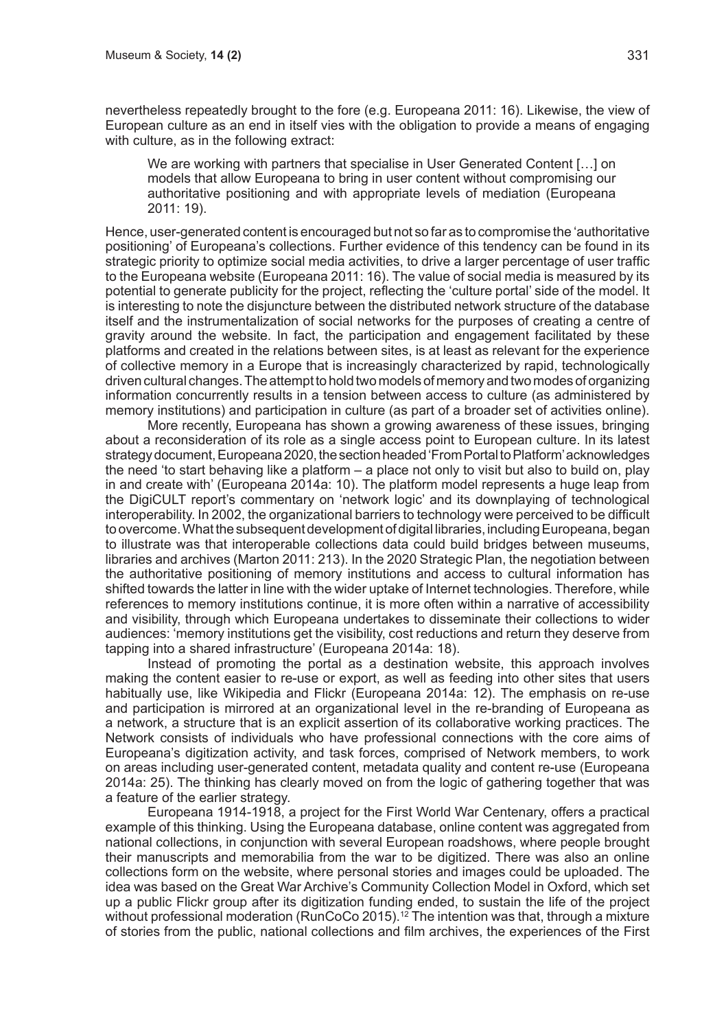nevertheless repeatedly brought to the fore (e.g. Europeana 2011: 16). Likewise, the view of European culture as an end in itself vies with the obligation to provide a means of engaging with culture, as in the following extract:

> We are working with partners that specialise in User Generated Content […] on models that allow Europeana to bring in user content without compromising our authoritative positioning and with appropriate levels of mediation (Europeana 2011: 19).

Hence, user-generated content is encouraged but not so far as to compromise the 'authoritative positioning' of Europeana's collections. Further evidence of this tendency can be found in its strategic priority to optimize social media activities, to drive a larger percentage of user traffic to the Europeana website (Europeana 2011: 16). The value of social media is measured by its potential to generate publicity for the project, reflecting the 'culture portal' side of the model. It is interesting to note the disjuncture between the distributed network structure of the database itself and the instrumentalization of social networks for the purposes of creating a centre of gravity around the website. In fact, the participation and engagement facilitated by these platforms and created in the relations between sites, is at least as relevant for the experience of collective memory in a Europe that is increasingly characterized by rapid, technologically driven cultural changes. The attempt to hold two models of memory and two modes of organizing information concurrently results in a tension between access to culture (as administered by memory institutions) and participation in culture (as part of a broader set of activities online).

More recently, Europeana has shown a growing awareness of these issues, bringing about a reconsideration of its role as a single access point to European culture. In its latest strategy document, Europeana 2020, the section headed 'From Portal to Platform' acknowledges the need 'to start behaving like a platform – a place not only to visit but also to build on, play in and create with' (Europeana 2014a: 10). The platform model represents a huge leap from the DigiCULT report's commentary on 'network logic' and its downplaying of technological interoperability. In 2002, the organizational barriers to technology were perceived to be difficult to overcome. What the subsequent development of digital libraries, including Europeana, began to illustrate was that interoperable collections data could build bridges between museums, libraries and archives (Marton 2011: 213). In the 2020 Strategic Plan, the negotiation between the authoritative positioning of memory institutions and access to cultural information has shifted towards the latter in line with the wider uptake of Internet technologies. Therefore, while references to memory institutions continue, it is more often within a narrative of accessibility and visibility, through which Europeana undertakes to disseminate their collections to wider audiences: 'memory institutions get the visibility, cost reductions and return they deserve from tapping into a shared infrastructure' (Europeana 2014a: 18).

Instead of promoting the portal as a destination website, this approach involves making the content easier to re-use or export, as well as feeding into other sites that users habitually use, like Wikipedia and Flickr (Europeana 2014a: 12). The emphasis on re-use and participation is mirrored at an organizational level in the re-branding of Europeana as a network, a structure that is an explicit assertion of its collaborative working practices. The Network consists of individuals who have professional connections with the core aims of Europeana's digitization activity, and task forces, comprised of Network members, to work on areas including user-generated content, metadata quality and content re-use (Europeana 2014a: 25). The thinking has clearly moved on from the logic of gathering together that was a feature of the earlier strategy.

Europeana 1914-1918, a project for the First World War Centenary, offers a practical example of this thinking. Using the Europeana database, online content was aggregated from national collections, in conjunction with several European roadshows, where people brought their manuscripts and memorabilia from the war to be digitized. There was also an online collections form on the website, where personal stories and images could be uploaded. The idea was based on the Great War Archive's Community Collection Model in Oxford, which set up a public Flickr group after its digitization funding ended, to sustain the life of the project without professional moderation (RunCoCo 2015).[12] The intention was that, through a mixture of stories from the public, national collections and film archives, the experiences of the First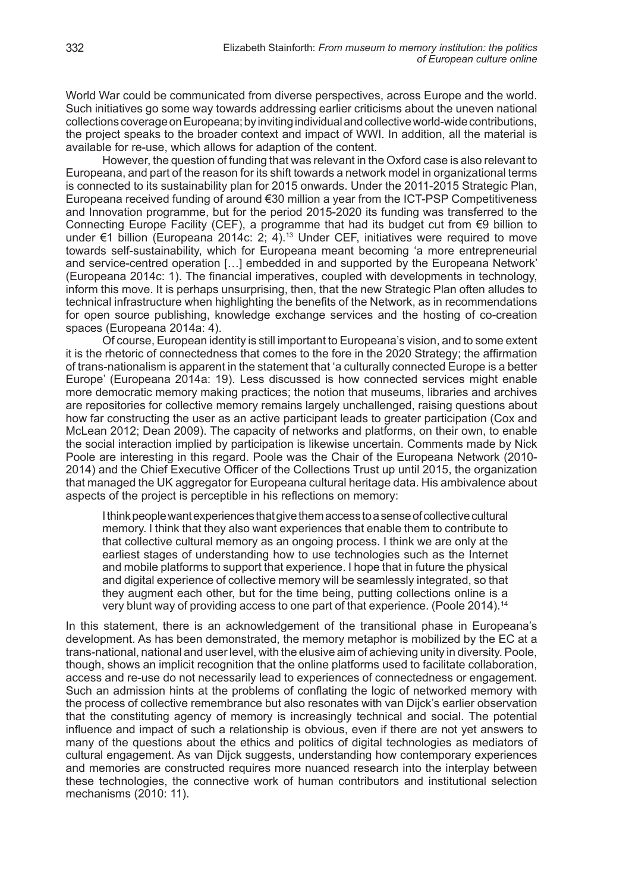World War could be communicated from diverse perspectives, across Europe and the world. Such initiatives go some way towards addressing earlier criticisms about the uneven national collections coverage on Europeana; by inviting individual and collective world-wide contributions, the project speaks to the broader context and impact of WWI. In addition, all the material is available for re-use, which allows for adaption of the content.

However, the question of funding that was relevant in the Oxford case is also relevant to Europeana, and part of the reason for its shift towards a network model in organizational terms is connected to its sustainability plan for 2015 onwards. Under the 2011-2015 Strategic Plan, Europeana received funding of around €30 million a year from the ICT-PSP Competitiveness and Innovation programme, but for the period 2015-2020 its funding was transferred to the Connecting Europe Facility (CEF), a programme that had its budget cut from €9 billion to under €1 billion (Europeana 2014c: 2; 4).[13] Under CEF, initiatives were required to move towards self-sustainability, which for Europeana meant becoming 'a more entrepreneurial and service-centred operation […] embedded in and supported by the Europeana Network' (Europeana 2014c: 1). The financial imperatives, coupled with developments in technology, inform this move. It is perhaps unsurprising, then, that the new Strategic Plan often alludes to technical infrastructure when highlighting the benefits of the Network, as in recommendations for open source publishing, knowledge exchange services and the hosting of co-creation spaces (Europeana 2014a: 4).

Of course, European identity is still important to Europeana's vision, and to some extent it is the rhetoric of connectedness that comes to the fore in the 2020 Strategy; the affirmation of trans-nationalism is apparent in the statement that 'a culturally connected Europe is a better Europe' (Europeana 2014a: 19). Less discussed is how connected services might enable more democratic memory making practices; the notion that museums, libraries and archives are repositories for collective memory remains largely unchallenged, raising questions about how far constructing the user as an active participant leads to greater participation (Cox and McLean 2012; Dean 2009). The capacity of networks and platforms, on their own, to enable the social interaction implied by participation is likewise uncertain. Comments made by Nick Poole are interesting in this regard. Poole was the Chair of the Europeana Network (2010-2014) and the Chief Executive Officer of the Collections Trust up until 2015, the organization that managed the UK aggregator for Europeana cultural heritage data. His ambivalence about aspects of the project is perceptible in his reflections on memory:

> I think people want experiences that give them access to a sense of collective cultural memory. I think that they also want experiences that enable them to contribute to that collective cultural memory as an ongoing process. I think we are only at the earliest stages of understanding how to use technologies such as the Internet and mobile platforms to support that experience. I hope that in future the physical and digital experience of collective memory will be seamlessly integrated, so that they augment each other, but for the time being, putting collections online is a very blunt way of providing access to one part of that experience. (Poole 2014).[14]

In this statement, there is an acknowledgement of the transitional phase in Europeana's development. As has been demonstrated, the memory metaphor is mobilized by the EC at a trans-national, national and user level, with the elusive aim of achieving unity in diversity. Poole, though, shows an implicit recognition that the online platforms used to facilitate collaboration, access and re-use do not necessarily lead to experiences of connectedness or engagement. Such an admission hints at the problems of conflating the logic of networked memory with the process of collective remembrance but also resonates with van Dijck's earlier observation that the constituting agency of memory is increasingly technical and social. The potential influence and impact of such a relationship is obvious, even if there are not yet answers to many of the questions about the ethics and politics of digital technologies as mediators of cultural engagement. As van Dijck suggests, understanding how contemporary experiences and memories are constructed requires more nuanced research into the interplay between these technologies, the connective work of human contributors and institutional selection mechanisms (2010: 11).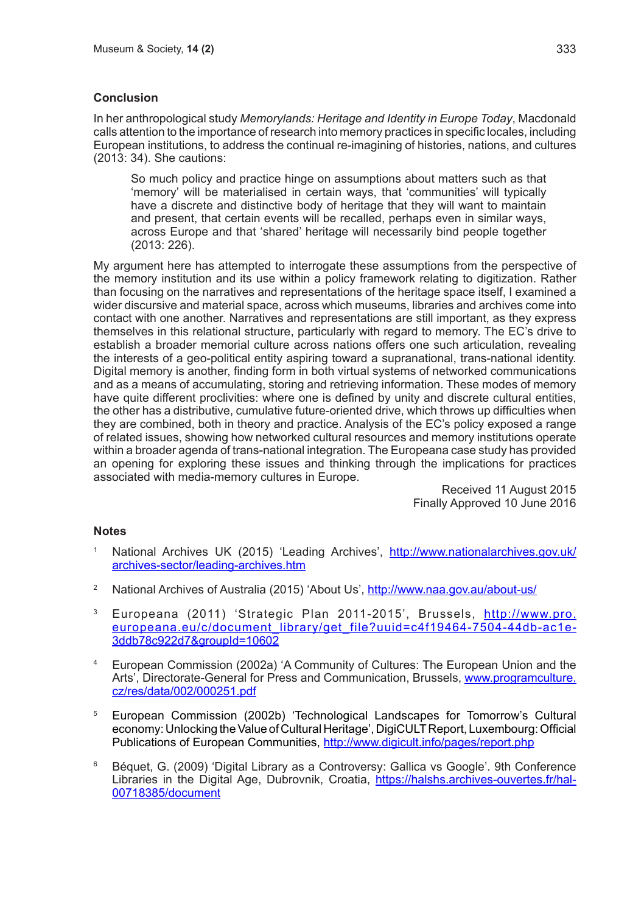## Conclusion

In her anthropological study *Memorylands: Heritage and Identity in Europe Today*, Macdonald calls attention to the importance of research into memory practices in specific locales, including European institutions, to address the continual re-imagining of histories, nations, and cultures (2013: 34). She cautions:

> So much policy and practice hinge on assumptions about matters such as that 'memory' will be materialised in certain ways, that 'communities' will typically have a discrete and distinctive body of heritage that they will want to maintain and present, that certain events will be recalled, perhaps even in similar ways, across Europe and that 'shared' heritage will necessarily bind people together (2013: 226).

My argument here has attempted to interrogate these assumptions from the perspective of the memory institution and its use within a policy framework relating to digitization. Rather than focusing on the narratives and representations of the heritage space itself, I examined a wider discursive and material space, across which museums, libraries and archives come into contact with one another. Narratives and representations are still important, as they express themselves in this relational structure, particularly with regard to memory. The EC's drive to establish a broader memorial culture across nations offers one such articulation, revealing the interests of a geo-political entity aspiring toward a supranational, trans-national identity. Digital memory is another, finding form in both virtual systems of networked communications and as a means of accumulating, storing and retrieving information. These modes of memory have quite different proclivities: where one is defined by unity and discrete cultural entities, the other has a distributive, cumulative future-oriented drive, which throws up difficulties when they are combined, both in theory and practice. Analysis of the EC's policy exposed a range of related issues, showing how networked cultural resources and memory institutions operate within a broader agenda of trans-national integration. The Europeana case study has provided an opening for exploring these issues and thinking through the implications for practices associated with media-memory cultures in Europe.

Received 11 August 2015
Finally Approved 10 June 2016

## Notes

1. National Archives UK (2015) 'Leading Archives', http://www.nationalarchives.gov.uk/archives-sector/leading-archives.htm

2. National Archives of Australia (2015) 'About Us', http://www.naa.gov.au/about-us/

3. Europeana (2011) 'Strategic Plan 2011-2015', Brussels, http://www.pro.europeana.eu/c/document_library/get_file?uuid=c4f19464-7504-44db-ac1e-3ddb78c922d7&groupId=10602

4. European Commission (2002a) 'A Community of Cultures: The European Union and the Arts', Directorate-General for Press and Communication, Brussels, www.programculture.cz/res/data/002/000251.pdf

5. European Commission (2002b) 'Technological Landscapes for Tomorrow's Cultural economy: Unlocking the Value of Cultural Heritage', DigiCULT Report, Luxembourg: Official Publications of European Communities, http://www.digicult.info/pages/report.php

6. Béquet, G. (2009) 'Digital Library as a Controversy: Gallica vs Google'. 9th Conference Libraries in the Digital Age, Dubrovnik, Croatia, https://halshs.archives-ouvertes.fr/hal-00718385/document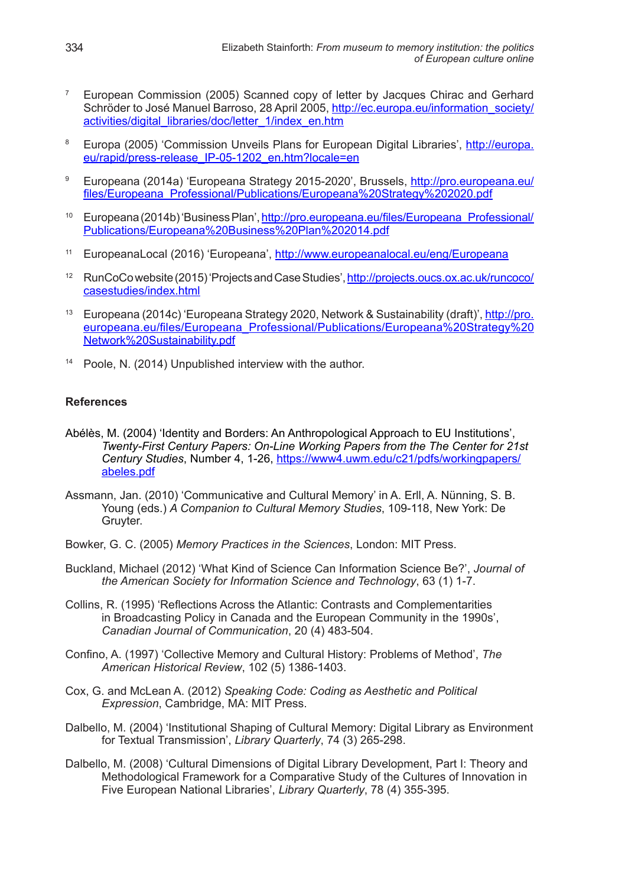7. European Commission (2005) Scanned copy of letter by Jacques Chirac and Gerhard Schröder to José Manuel Barroso, 28 April 2005, http://ec.europa.eu/information_society/activities/digital_libraries/doc/letter_1/index_en.htm

8. Europa (2005) 'Commission Unveils Plans for European Digital Libraries', http://europa.eu/rapid/press-release_IP-05-1202_en.htm?locale=en

9. Europeana (2014a) 'Europeana Strategy 2015-2020', Brussels, http://pro.europeana.eu/files/Europeana_Professional/Publications/Europeana%20Strategy%202020.pdf

10. Europeana (2014b) 'Business Plan', http://pro.europeana.eu/files/Europeana_Professional/Publications/Europeana%20Business%20Plan%202014.pdf

11. EuropeanaLocal (2016) 'Europeana', http://www.europeanalocal.eu/eng/Europeana

12. RunCoCo website (2015) 'Projects and Case Studies', http://projects.oucs.ox.ac.uk/runcoco/casestudies/index.html

13. Europeana (2014c) 'Europeana Strategy 2020, Network & Sustainability (draft)', http://pro.europeana.eu/files/Europeana_Professional/Publications/Europeana%20Strategy%20Network%20Sustainability.pdf

14. Poole, N. (2014) Unpublished interview with the author.

## References

Abélès, M. (2004) 'Identity and Borders: An Anthropological Approach to EU Institutions', *Twenty-First Century Papers: On-Line Working Papers from the The Center for 21st Century Studies*, Number 4, 1-26, https://www4.uwm.edu/c21/pdfs/workingpapers/abeles.pdf

Assmann, Jan. (2010) 'Communicative and Cultural Memory' in A. Erll, A. Nünning, S. B. Young (eds.) *A Companion to Cultural Memory Studies*, 109-118, New York: De Gruyter.

Bowker, G. C. (2005) *Memory Practices in the Sciences*, London: MIT Press.

Buckland, Michael (2012) 'What Kind of Science Can Information Science Be?', *Journal of the American Society for Information Science and Technology*, 63 (1) 1-7.

Collins, R. (1995) 'Reflections Across the Atlantic: Contrasts and Complementarities in Broadcasting Policy in Canada and the European Community in the 1990s', *Canadian Journal of Communication*, 20 (4) 483-504.

Confino, A. (1997) 'Collective Memory and Cultural History: Problems of Method', *The American Historical Review*, 102 (5) 1386-1403.

Cox, G. and McLean A. (2012) *Speaking Code: Coding as Aesthetic and Political Expression*, Cambridge, MA: MIT Press.

Dalbello, M. (2004) 'Institutional Shaping of Cultural Memory: Digital Library as Environment for Textual Transmission', *Library Quarterly*, 74 (3) 265-298.

Dalbello, M. (2008) 'Cultural Dimensions of Digital Library Development, Part I: Theory and Methodological Framework for a Comparative Study of the Cultures of Innovation in Five European National Libraries', *Library Quarterly*, 78 (4) 355-395.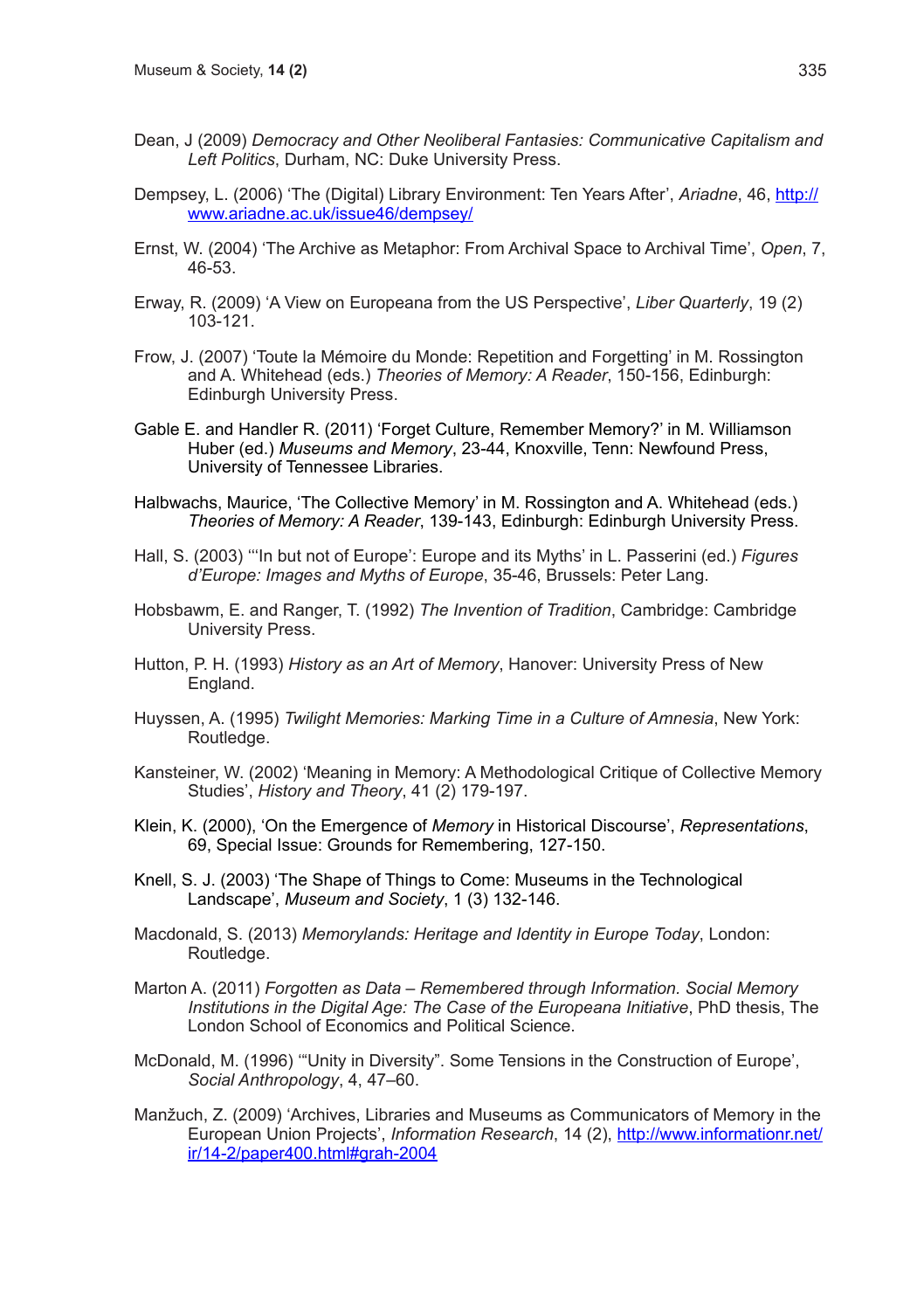Dean, J (2009) *Democracy and Other Neoliberal Fantasies: Communicative Capitalism and Left Politics*, Durham, NC: Duke University Press.

Dempsey, L. (2006) 'The (Digital) Library Environment: Ten Years After', *Ariadne*, 46, http://www.ariadne.ac.uk/issue46/dempsey/

Ernst, W. (2004) 'The Archive as Metaphor: From Archival Space to Archival Time', *Open*, 7, 46-53.

Erway, R. (2009) 'A View on Europeana from the US Perspective', *Liber Quarterly*, 19 (2) 103-121.

Frow, J. (2007) 'Toute la Mémoire du Monde: Repetition and Forgetting' in M. Rossington and A. Whitehead (eds.) *Theories of Memory: A Reader*, 150-156, Edinburgh: Edinburgh University Press.

Gable E. and Handler R. (2011) 'Forget Culture, Remember Memory?' in M. Williamson Huber (ed.) *Museums and Memory*, 23-44, Knoxville, Tenn: Newfound Press, University of Tennessee Libraries.

Halbwachs, Maurice, 'The Collective Memory' in M. Rossington and A. Whitehead (eds.) *Theories of Memory: A Reader*, 139-143, Edinburgh: Edinburgh University Press.

Hall, S. (2003) '"In but not of Europe': Europe and its Myths' in L. Passerini (ed.) *Figures d'Europe: Images and Myths of Europe*, 35-46, Brussels: Peter Lang.

Hobsbawm, E. and Ranger, T. (1992) *The Invention of Tradition*, Cambridge: Cambridge University Press.

Hutton, P. H. (1993) *History as an Art of Memory*, Hanover: University Press of New England.

Huyssen, A. (1995) *Twilight Memories: Marking Time in a Culture of Amnesia*, New York: Routledge.

Kansteiner, W. (2002) 'Meaning in Memory: A Methodological Critique of Collective Memory Studies', *History and Theory*, 41 (2) 179-197.

Klein, K. (2000), 'On the Emergence of *Memory* in Historical Discourse', *Representations*, 69, Special Issue: Grounds for Remembering, 127-150.

Knell, S. J. (2003) 'The Shape of Things to Come: Museums in the Technological Landscape', *Museum and Society*, 1 (3) 132-146.

Macdonald, S. (2013) *Memorylands: Heritage and Identity in Europe Today*, London: Routledge.

Marton A. (2011) *Forgotten as Data – Remembered through Information. Social Memory Institutions in the Digital Age: The Case of the Europeana Initiative*, PhD thesis, The London School of Economics and Political Science.

McDonald, M. (1996) '"Unity in Diversity". Some Tensions in the Construction of Europe', *Social Anthropology*, 4, 47–60.

Manžuch, Z. (2009) 'Archives, Libraries and Museums as Communicators of Memory in the European Union Projects', *Information Research*, 14 (2), http://www.informationr.net/ir/14-2/paper400.html#grah-2004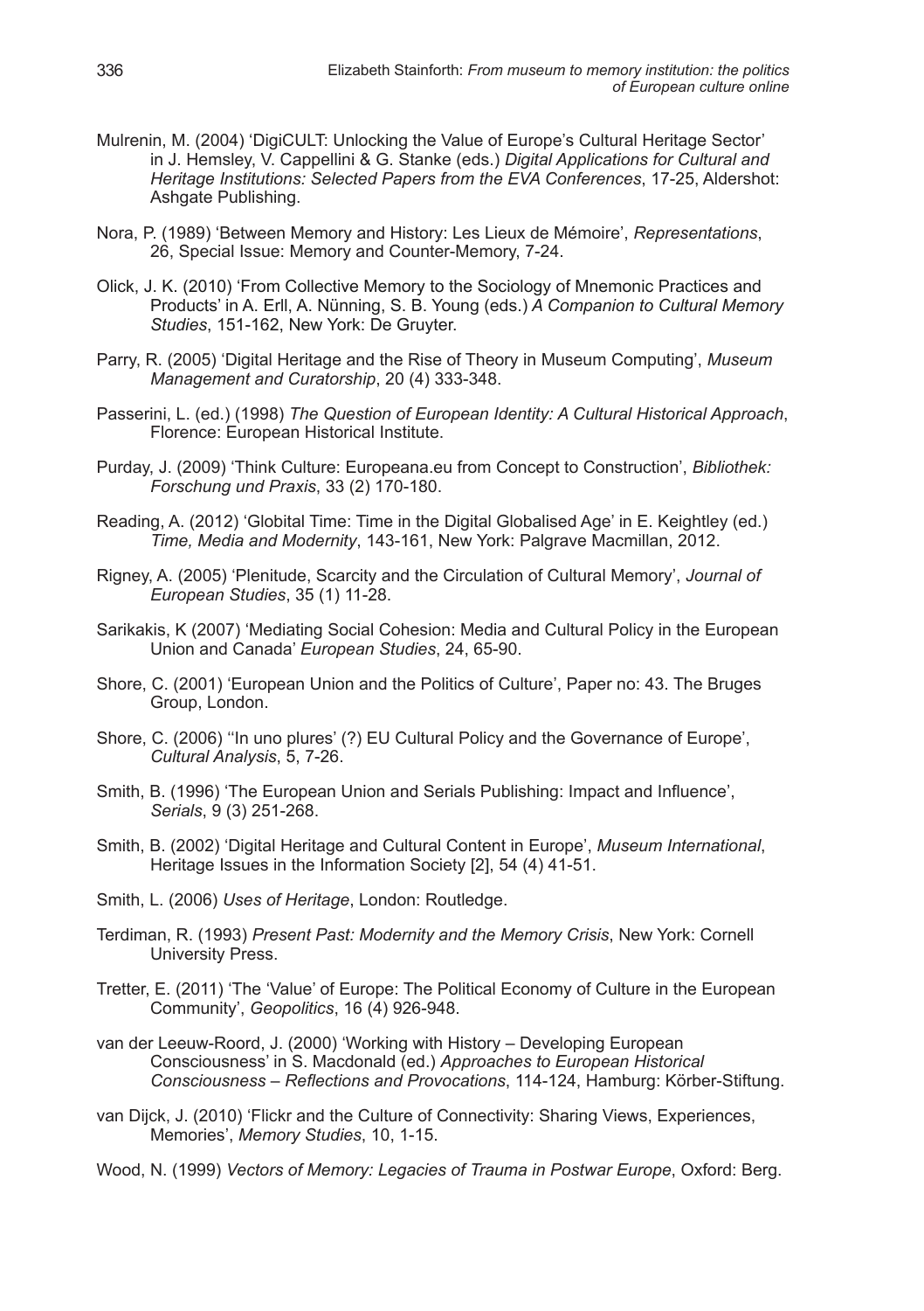Mulrenin, M. (2004) 'DigiCULT: Unlocking the Value of Europe's Cultural Heritage Sector' in J. Hemsley, V. Cappellini & G. Stanke (eds.) *Digital Applications for Cultural and Heritage Institutions: Selected Papers from the EVA Conferences*, 17-25, Aldershot: Ashgate Publishing.

Nora, P. (1989) 'Between Memory and History: Les Lieux de Mémoire', *Representations*, 26, Special Issue: Memory and Counter-Memory, 7-24.

Olick, J. K. (2010) 'From Collective Memory to the Sociology of Mnemonic Practices and Products' in A. Erll, A. Nünning, S. B. Young (eds.) *A Companion to Cultural Memory Studies*, 151-162, New York: De Gruyter.

Parry, R. (2005) 'Digital Heritage and the Rise of Theory in Museum Computing', *Museum Management and Curatorship*, 20 (4) 333-348.

Passerini, L. (ed.) (1998) *The Question of European Identity: A Cultural Historical Approach*, Florence: European Historical Institute.

Purday, J. (2009) 'Think Culture: Europeana.eu from Concept to Construction', *Bibliothek: Forschung und Praxis*, 33 (2) 170-180.

Reading, A. (2012) 'Globital Time: Time in the Digital Globalised Age' in E. Keightley (ed.) *Time, Media and Modernity*, 143-161, New York: Palgrave Macmillan, 2012.

Rigney, A. (2005) 'Plenitude, Scarcity and the Circulation of Cultural Memory', *Journal of European Studies*, 35 (1) 11-28.

Sarikakis, K (2007) 'Mediating Social Cohesion: Media and Cultural Policy in the European Union and Canada' *European Studies*, 24, 65-90.

Shore, C. (2001) 'European Union and the Politics of Culture', Paper no: 43. The Bruges Group, London.

Shore, C. (2006) ''In uno plures' (?) EU Cultural Policy and the Governance of Europe', *Cultural Analysis*, 5, 7-26.

Smith, B. (1996) 'The European Union and Serials Publishing: Impact and Influence', *Serials*, 9 (3) 251-268.

Smith, B. (2002) 'Digital Heritage and Cultural Content in Europe', *Museum International*, Heritage Issues in the Information Society [2], 54 (4) 41-51.

Smith, L. (2006) *Uses of Heritage*, London: Routledge.

Terdiman, R. (1993) *Present Past: Modernity and the Memory Crisis*, New York: Cornell University Press.

Tretter, E. (2011) 'The 'Value' of Europe: The Political Economy of Culture in the European Community', *Geopolitics*, 16 (4) 926-948.

van der Leeuw-Roord, J. (2000) 'Working with History – Developing European Consciousness' in S. Macdonald (ed.) *Approaches to European Historical Consciousness – Reflections and Provocations*, 114-124, Hamburg: Körber-Stiftung.

van Dijck, J. (2010) 'Flickr and the Culture of Connectivity: Sharing Views, Experiences, Memories', *Memory Studies*, 10, 1-15.

Wood, N. (1999) *Vectors of Memory: Legacies of Trauma in Postwar Europe*, Oxford: Berg.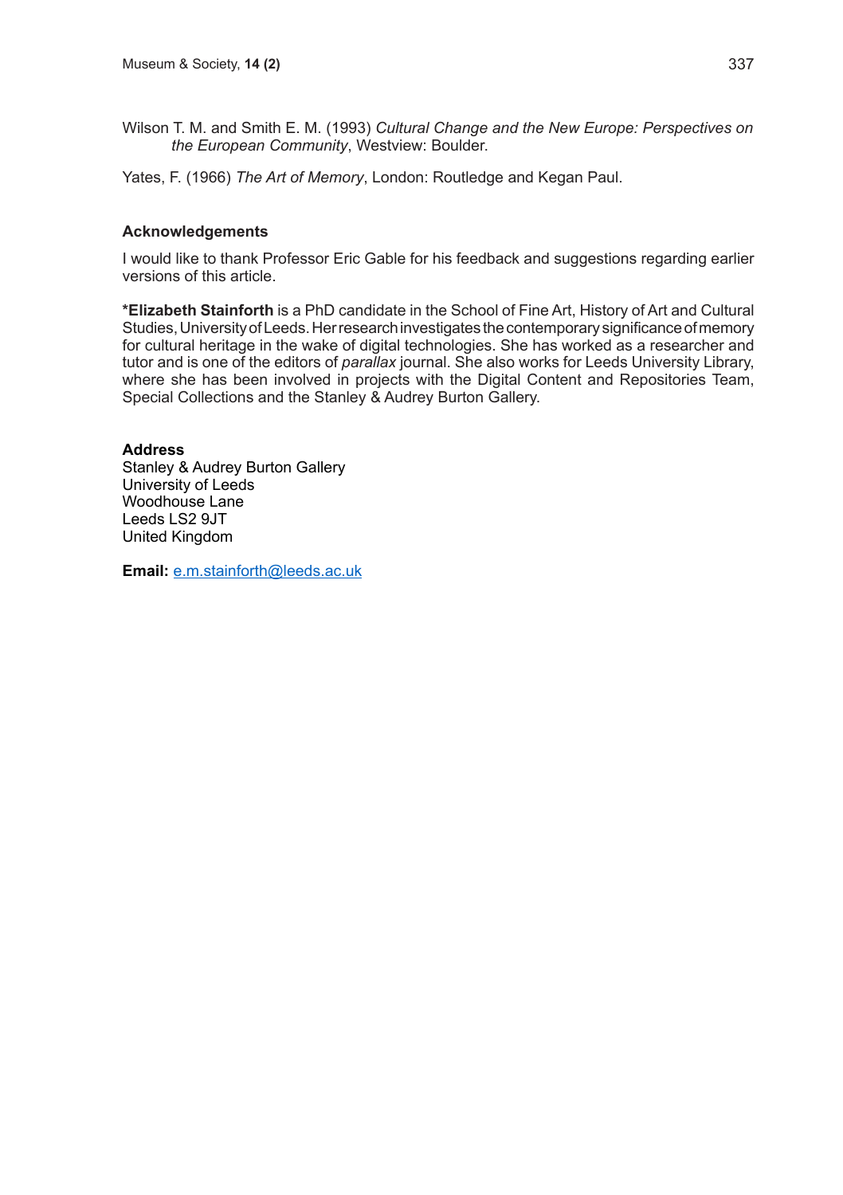Wilson T. M. and Smith E. M. (1993) *Cultural Change and the New Europe: Perspectives on the European Community*, Westview: Boulder.

Yates, F. (1966) *The Art of Memory*, London: Routledge and Kegan Paul.

### Acknowledgements

I would like to thank Professor Eric Gable for his feedback and suggestions regarding earlier versions of this article.

***Elizabeth Stainforth** is a PhD candidate in the School of Fine Art, History of Art and Cultural Studies, University of Leeds. Her research investigates the contemporary significance of memory for cultural heritage in the wake of digital technologies. She has worked as a researcher and tutor and is one of the editors of *parallax* journal. She also works for Leeds University Library, where she has been involved in projects with the Digital Content and Repositories Team, Special Collections and the Stanley & Audrey Burton Gallery.

**Address**
Stanley & Audrey Burton Gallery
University of Leeds
Woodhouse Lane
Leeds LS2 9JT
United Kingdom

**Email:** e.m.stainforth@leeds.ac.uk